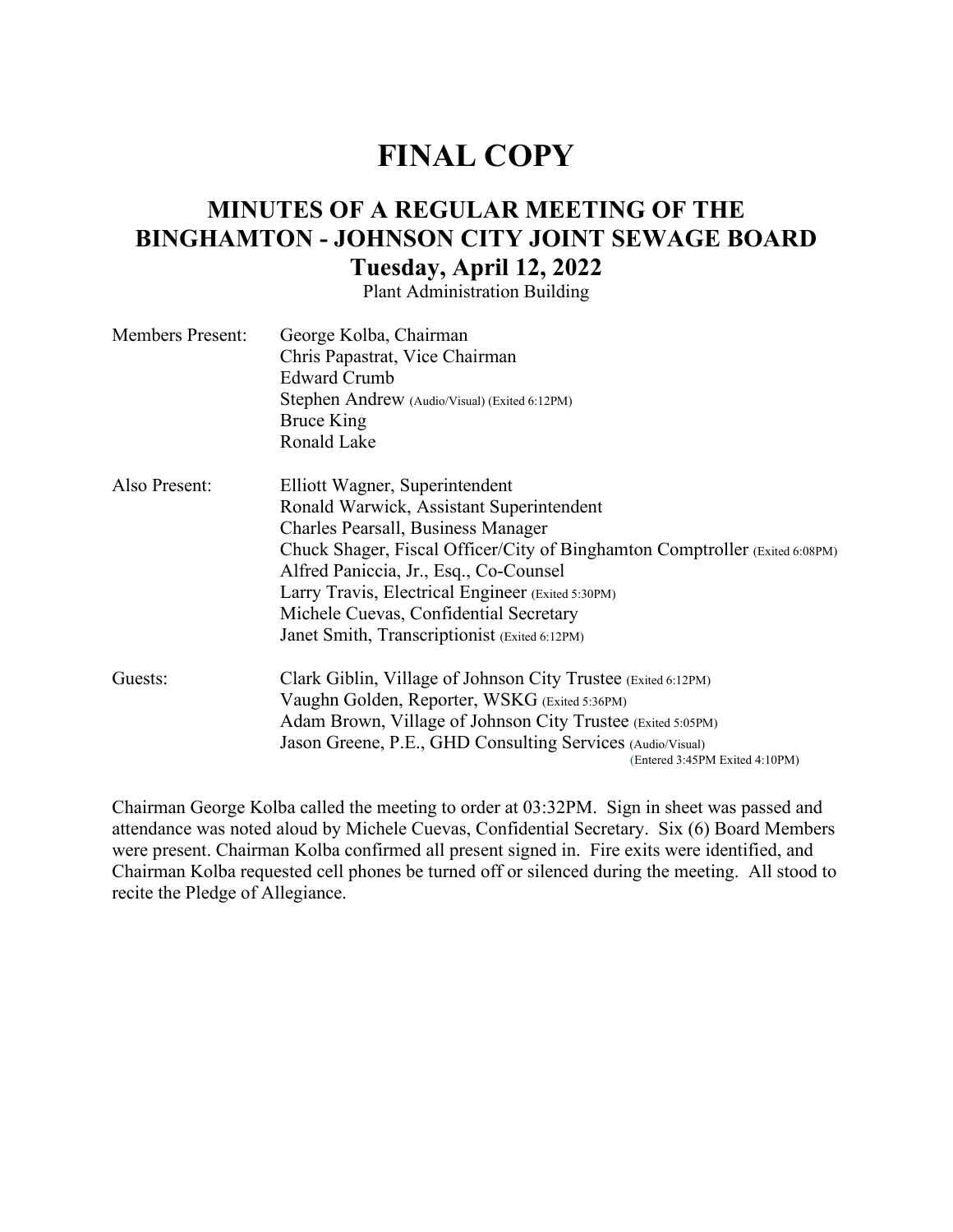# FINAL COPY

## MINUTES OF A REGULAR MEETING OF THE BINGHAMTON - JOHNSON CITY JOINT SEWAGE BOARD

### Tuesday, April 12, 2022

Plant Administration Building

| | |
|---|---|
| Members Present: | George Kolba, Chairman |
| | Chris Papastrat, Vice Chairman |
| | Edward Crumb |
| | Stephen Andrew (Audio/Visual) (Exited 6:12PM) |
| | Bruce King |
| | Ronald Lake |
| Also Present: | Elliott Wagner, Superintendent |
| | Ronald Warwick, Assistant Superintendent |
| | Charles Pearsall, Business Manager |
| | Chuck Shager, Fiscal Officer/City of Binghamton Comptroller (Exited 6:08PM) |
| | Alfred Paniccia, Jr., Esq., Co-Counsel |
| | Larry Travis, Electrical Engineer (Exited 5:30PM) |
| | Michele Cuevas, Confidential Secretary |
| | Janet Smith, Transcriptionist (Exited 6:12PM) |
| Guests: | Clark Giblin, Village of Johnson City Trustee (Exited 6:12PM) |
| | Vaughn Golden, Reporter, WSKG (Exited 5:36PM) |
| | Adam Brown, Village of Johnson City Trustee (Exited 5:05PM) |
| | Jason Greene, P.E., GHD Consulting Services (Audio/Visual) (Entered 3:45PM Exited 4:10PM) |

Chairman George Kolba called the meeting to order at 03:32PM. Sign in sheet was passed and attendance was noted aloud by Michele Cuevas, Confidential Secretary. Six (6) Board Members were present. Chairman Kolba confirmed all present signed in. Fire exits were identified, and Chairman Kolba requested cell phones be turned off or silenced during the meeting. All stood to recite the Pledge of Allegiance.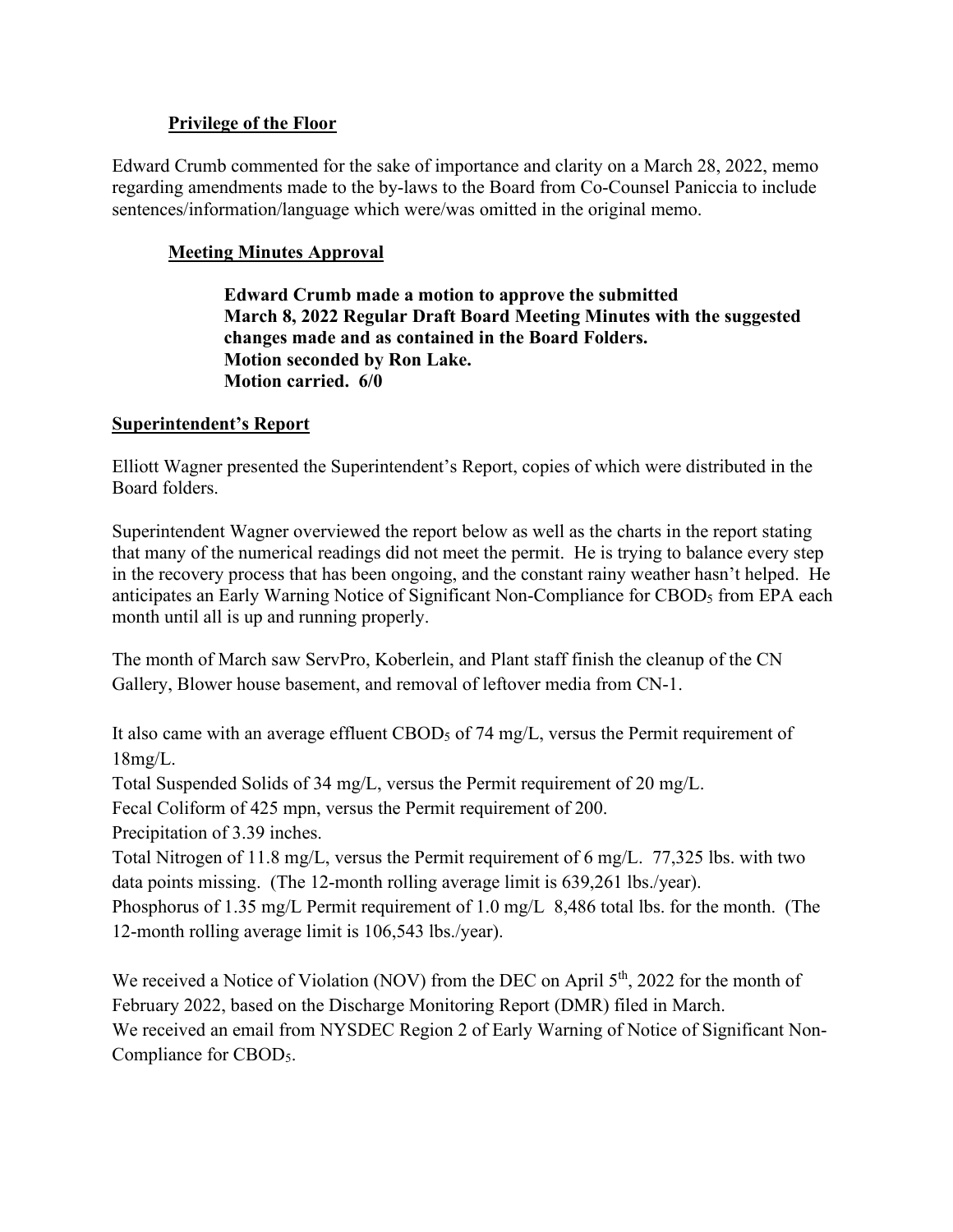### **Privilege of the Floor**

Edward Crumb commented for the sake of importance and clarity on a March 28, 2022, memo regarding amendments made to the by-laws to the Board from Co-Counsel Paniccia to include sentences/information/language which were/was omitted in the original memo.

### **Meeting Minutes Approval**

> **Edward Crumb made a motion to approve the submitted March 8, 2022 Regular Draft Board Meeting Minutes with the suggested changes made and as contained in the Board Folders.**
> **Motion seconded by Ron Lake.**
> **Motion carried. 6/0**

## **Superintendent's Report**

Elliott Wagner presented the Superintendent's Report, copies of which were distributed in the Board folders.

Superintendent Wagner overviewed the report below as well as the charts in the report stating that many of the numerical readings did not meet the permit. He is trying to balance every step in the recovery process that has been ongoing, and the constant rainy weather hasn't helped. He anticipates an Early Warning Notice of Significant Non-Compliance for $CBOD_5$ from EPA each month until all is up and running properly.

The month of March saw ServPro, Koberlein, and Plant staff finish the cleanup of the CN Gallery, Blower house basement, and removal of leftover media from CN-1.

It also came with an average effluent $CBOD_5$ of 74 mg/L, versus the Permit requirement of 18mg/L.
Total Suspended Solids of 34 mg/L, versus the Permit requirement of 20 mg/L.
Fecal Coliform of 425 mpn, versus the Permit requirement of 200.
Precipitation of 3.39 inches.
Total Nitrogen of 11.8 mg/L, versus the Permit requirement of 6 mg/L. 77,325 lbs. with two data points missing. (The 12-month rolling average limit is 639,261 lbs./year).
Phosphorus of 1.35 mg/L Permit requirement of 1.0 mg/L 8,486 total lbs. for the month. (The 12-month rolling average limit is 106,543 lbs./year).

We received a Notice of Violation (NOV) from the DEC on April 5th, 2022 for the month of February 2022, based on the Discharge Monitoring Report (DMR) filed in March.
We received an email from NYSDEC Region 2 of Early Warning of Notice of Significant Non-Compliance for $CBOD_5$.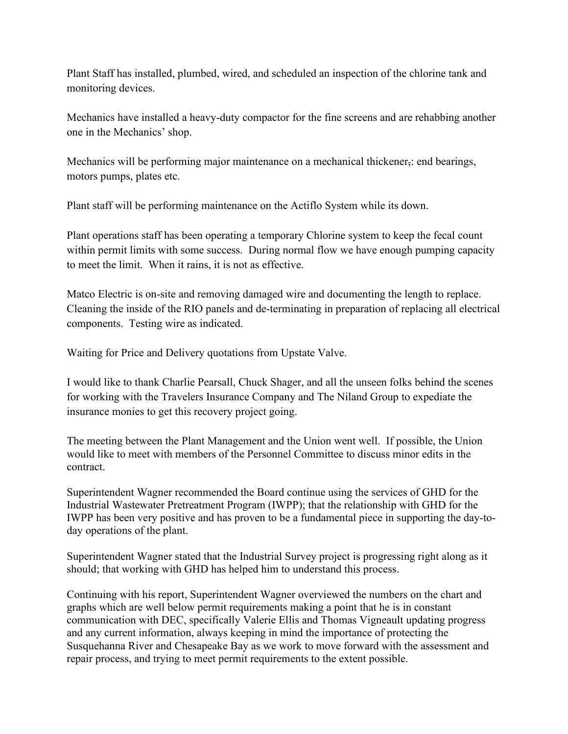Plant Staff has installed, plumbed, wired, and scheduled an inspection of the chlorine tank and monitoring devices.

Mechanics have installed a heavy-duty compactor for the fine screens and are rehabbing another one in the Mechanics' shop.

Mechanics will be performing major maintenance on a mechanical thickener,: end bearings, motors pumps, plates etc.

Plant staff will be performing maintenance on the Actiflo System while its down.

Plant operations staff has been operating a temporary Chlorine system to keep the fecal count within permit limits with some success. During normal flow we have enough pumping capacity to meet the limit. When it rains, it is not as effective.

Matco Electric is on-site and removing damaged wire and documenting the length to replace. Cleaning the inside of the RIO panels and de-terminating in preparation of replacing all electrical components. Testing wire as indicated.

Waiting for Price and Delivery quotations from Upstate Valve.

I would like to thank Charlie Pearsall, Chuck Shager, and all the unseen folks behind the scenes for working with the Travelers Insurance Company and The Niland Group to expediate the insurance monies to get this recovery project going.

The meeting between the Plant Management and the Union went well. If possible, the Union would like to meet with members of the Personnel Committee to discuss minor edits in the contract.

Superintendent Wagner recommended the Board continue using the services of GHD for the Industrial Wastewater Pretreatment Program (IWPP); that the relationship with GHD for the IWPP has been very positive and has proven to be a fundamental piece in supporting the day-to-day operations of the plant.

Superintendent Wagner stated that the Industrial Survey project is progressing right along as it should; that working with GHD has helped him to understand this process.

Continuing with his report, Superintendent Wagner overviewed the numbers on the chart and graphs which are well below permit requirements making a point that he is in constant communication with DEC, specifically Valerie Ellis and Thomas Vigneault updating progress and any current information, always keeping in mind the importance of protecting the Susquehanna River and Chesapeake Bay as we work to move forward with the assessment and repair process, and trying to meet permit requirements to the extent possible.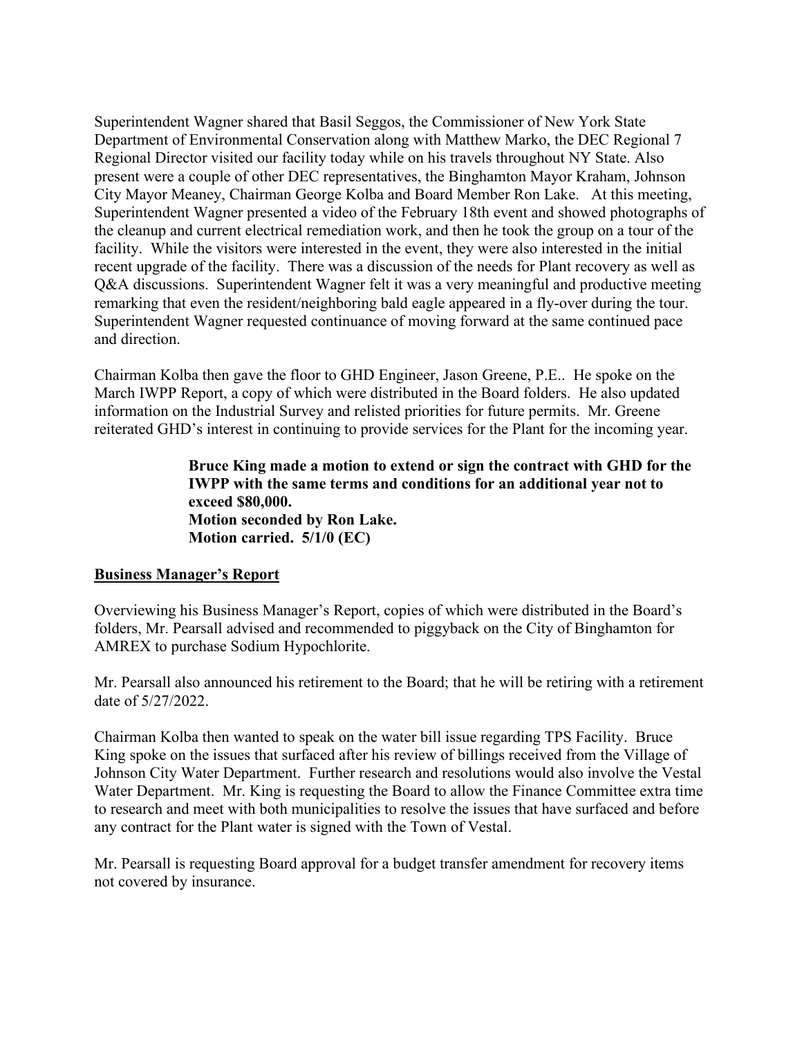Superintendent Wagner shared that Basil Seggos, the Commissioner of New York State Department of Environmental Conservation along with Matthew Marko, the DEC Regional 7 Regional Director visited our facility today while on his travels throughout NY State. Also present were a couple of other DEC representatives, the Binghamton Mayor Kraham, Johnson City Mayor Meaney, Chairman George Kolba and Board Member Ron Lake. At this meeting, Superintendent Wagner presented a video of the February 18th event and showed photographs of the cleanup and current electrical remediation work, and then he took the group on a tour of the facility. While the visitors were interested in the event, they were also interested in the initial recent upgrade of the facility. There was a discussion of the needs for Plant recovery as well as Q&A discussions. Superintendent Wagner felt it was a very meaningful and productive meeting remarking that even the resident/neighboring bald eagle appeared in a fly-over during the tour. Superintendent Wagner requested continuance of moving forward at the same continued pace and direction.

Chairman Kolba then gave the floor to GHD Engineer, Jason Greene, P.E.. He spoke on the March IWPP Report, a copy of which were distributed in the Board folders. He also updated information on the Industrial Survey and relisted priorities for future permits. Mr. Greene reiterated GHD's interest in continuing to provide services for the Plant for the incoming year.

> **Bruce King made a motion to extend or sign the contract with GHD for the IWPP with the same terms and conditions for an additional year not to exceed $80,000.**
> **Motion seconded by Ron Lake.**
> **Motion carried. 5/1/0 (EC)**

## Business Manager's Report

Overviewing his Business Manager's Report, copies of which were distributed in the Board's folders, Mr. Pearsall advised and recommended to piggyback on the City of Binghamton for AMREX to purchase Sodium Hypochlorite.

Mr. Pearsall also announced his retirement to the Board; that he will be retiring with a retirement date of 5/27/2022.

Chairman Kolba then wanted to speak on the water bill issue regarding TPS Facility. Bruce King spoke on the issues that surfaced after his review of billings received from the Village of Johnson City Water Department. Further research and resolutions would also involve the Vestal Water Department. Mr. King is requesting the Board to allow the Finance Committee extra time to research and meet with both municipalities to resolve the issues that have surfaced and before any contract for the Plant water is signed with the Town of Vestal.

Mr. Pearsall is requesting Board approval for a budget transfer amendment for recovery items not covered by insurance.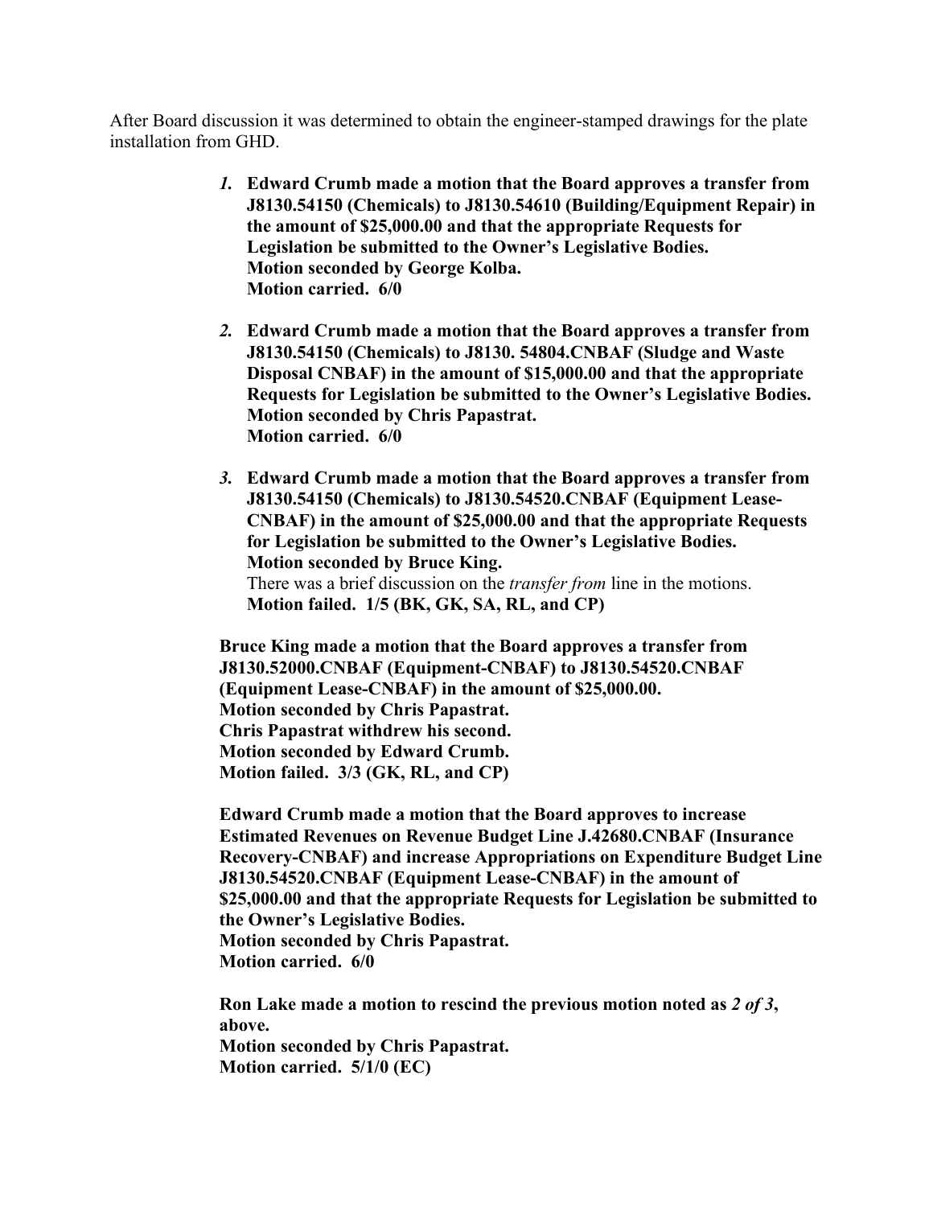After Board discussion it was determined to obtain the engineer-stamped drawings for the plate installation from GHD.

1. **Edward Crumb made a motion that the Board approves a transfer from J8130.54150 (Chemicals) to J8130.54610 (Building/Equipment Repair) in the amount of $25,000.00 and that the appropriate Requests for Legislation be submitted to the Owner's Legislative Bodies.**
   **Motion seconded by George Kolba.**
   **Motion carried. 6/0**

2. **Edward Crumb made a motion that the Board approves a transfer from J8130.54150 (Chemicals) to J8130. 54804.CNBAF (Sludge and Waste Disposal CNBAF) in the amount of $15,000.00 and that the appropriate Requests for Legislation be submitted to the Owner's Legislative Bodies.**
   **Motion seconded by Chris Papastrat.**
   **Motion carried. 6/0**

3. **Edward Crumb made a motion that the Board approves a transfer from J8130.54150 (Chemicals) to J8130.54520.CNBAF (Equipment Lease-CNBAF) in the amount of $25,000.00 and that the appropriate Requests for Legislation be submitted to the Owner's Legislative Bodies.**
   **Motion seconded by Bruce King.**
   There was a brief discussion on the *transfer from* line in the motions.
   **Motion failed. 1/5 (BK, GK, SA, RL, and CP)**

**Bruce King made a motion that the Board approves a transfer from J8130.52000.CNBAF (Equipment-CNBAF) to J8130.54520.CNBAF (Equipment Lease-CNBAF) in the amount of $25,000.00.**
**Motion seconded by Chris Papastrat.**
**Chris Papastrat withdrew his second.**
**Motion seconded by Edward Crumb.**
**Motion failed. 3/3 (GK, RL, and CP)**

**Edward Crumb made a motion that the Board approves to increase Estimated Revenues on Revenue Budget Line J.42680.CNBAF (Insurance Recovery-CNBAF) and increase Appropriations on Expenditure Budget Line J8130.54520.CNBAF (Equipment Lease-CNBAF) in the amount of $25,000.00 and that the appropriate Requests for Legislation be submitted to the Owner's Legislative Bodies.**
**Motion seconded by Chris Papastrat.**
**Motion carried. 6/0**

**Ron Lake made a motion to rescind the previous motion noted as *2 of 3*, above.**
**Motion seconded by Chris Papastrat.**
**Motion carried. 5/1/0 (EC)**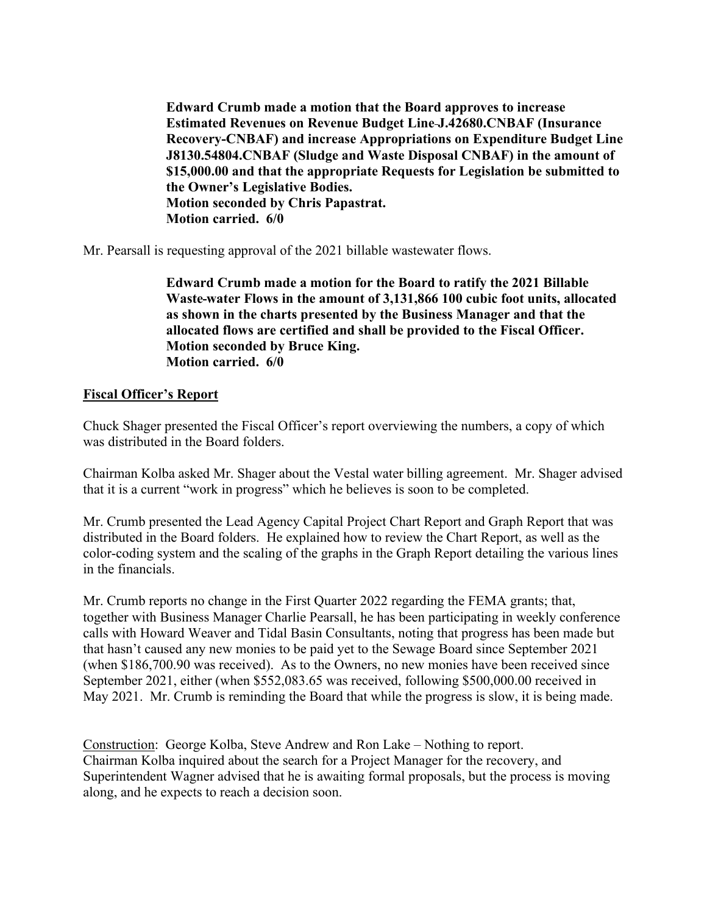**Edward Crumb made a motion that the Board approves to increase Estimated Revenues on Revenue Budget Line J.42680.CNBAF (Insurance Recovery-CNBAF) and increase Appropriations on Expenditure Budget Line J8130.54804.CNBAF (Sludge and Waste Disposal CNBAF) in the amount of $15,000.00 and that the appropriate Requests for Legislation be submitted to the Owner's Legislative Bodies.**
**Motion seconded by Chris Papastrat.**
**Motion carried. 6/0**

Mr. Pearsall is requesting approval of the 2021 billable wastewater flows.

**Edward Crumb made a motion for the Board to ratify the 2021 Billable Waste-water Flows in the amount of 3,131,866 100 cubic foot units, allocated as shown in the charts presented by the Business Manager and that the allocated flows are certified and shall be provided to the Fiscal Officer.**
**Motion seconded by Bruce King.**
**Motion carried. 6/0**

**Fiscal Officer's Report**

Chuck Shager presented the Fiscal Officer's report overviewing the numbers, a copy of which was distributed in the Board folders.

Chairman Kolba asked Mr. Shager about the Vestal water billing agreement. Mr. Shager advised that it is a current "work in progress" which he believes is soon to be completed.

Mr. Crumb presented the Lead Agency Capital Project Chart Report and Graph Report that was distributed in the Board folders. He explained how to review the Chart Report, as well as the color-coding system and the scaling of the graphs in the Graph Report detailing the various lines in the financials.

Mr. Crumb reports no change in the First Quarter 2022 regarding the FEMA grants; that, together with Business Manager Charlie Pearsall, he has been participating in weekly conference calls with Howard Weaver and Tidal Basin Consultants, noting that progress has been made but that hasn't caused any new monies to be paid yet to the Sewage Board since September 2021 (when $186,700.90 was received). As to the Owners, no new monies have been received since September 2021, either (when $552,083.65 was received, following $500,000.00 received in May 2021. Mr. Crumb is reminding the Board that while the progress is slow, it is being made.

Construction: George Kolba, Steve Andrew and Ron Lake – Nothing to report.
Chairman Kolba inquired about the search for a Project Manager for the recovery, and Superintendent Wagner advised that he is awaiting formal proposals, but the process is moving along, and he expects to reach a decision soon.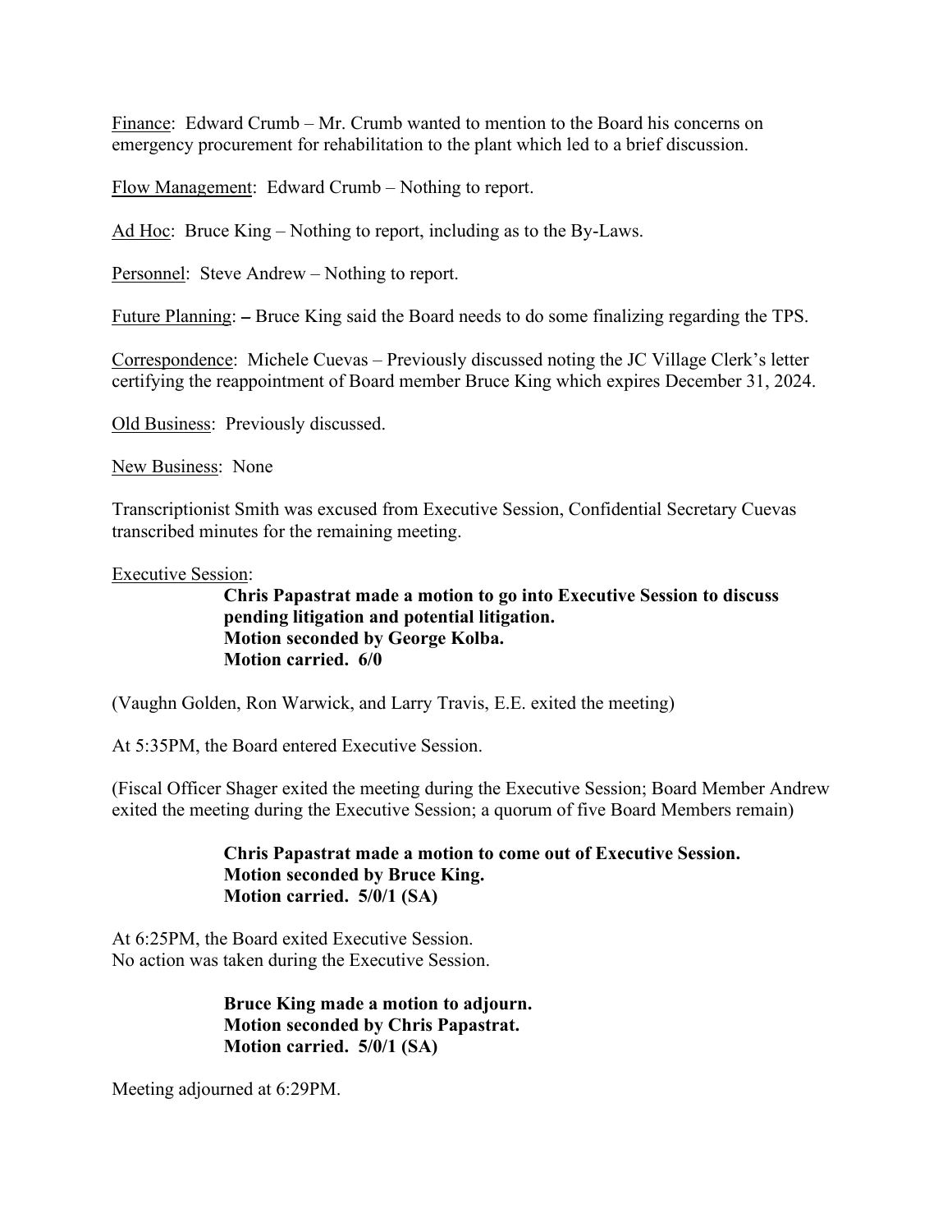Finance: Edward Crumb – Mr. Crumb wanted to mention to the Board his concerns on emergency procurement for rehabilitation to the plant which led to a brief discussion.

Flow Management: Edward Crumb – Nothing to report.

Ad Hoc: Bruce King – Nothing to report, including as to the By-Laws.

Personnel: Steve Andrew – Nothing to report.

Future Planning: **–** Bruce King said the Board needs to do some finalizing regarding the TPS.

Correspondence: Michele Cuevas – Previously discussed noting the JC Village Clerk's letter certifying the reappointment of Board member Bruce King which expires December 31, 2024.

Old Business: Previously discussed.

New Business: None

Transcriptionist Smith was excused from Executive Session, Confidential Secretary Cuevas transcribed minutes for the remaining meeting.

Executive Session:

> **Chris Papastrat made a motion to go into Executive Session to discuss pending litigation and potential litigation.**
> **Motion seconded by George Kolba.**
> **Motion carried. 6/0**

(Vaughn Golden, Ron Warwick, and Larry Travis, E.E. exited the meeting)

At 5:35PM, the Board entered Executive Session.

(Fiscal Officer Shager exited the meeting during the Executive Session; Board Member Andrew exited the meeting during the Executive Session; a quorum of five Board Members remain)

> **Chris Papastrat made a motion to come out of Executive Session.**
> **Motion seconded by Bruce King.**
> **Motion carried. 5/0/1 (SA)**

At 6:25PM, the Board exited Executive Session.
No action was taken during the Executive Session.

> **Bruce King made a motion to adjourn.**
> **Motion seconded by Chris Papastrat.**
> **Motion carried. 5/0/1 (SA)**

Meeting adjourned at 6:29PM.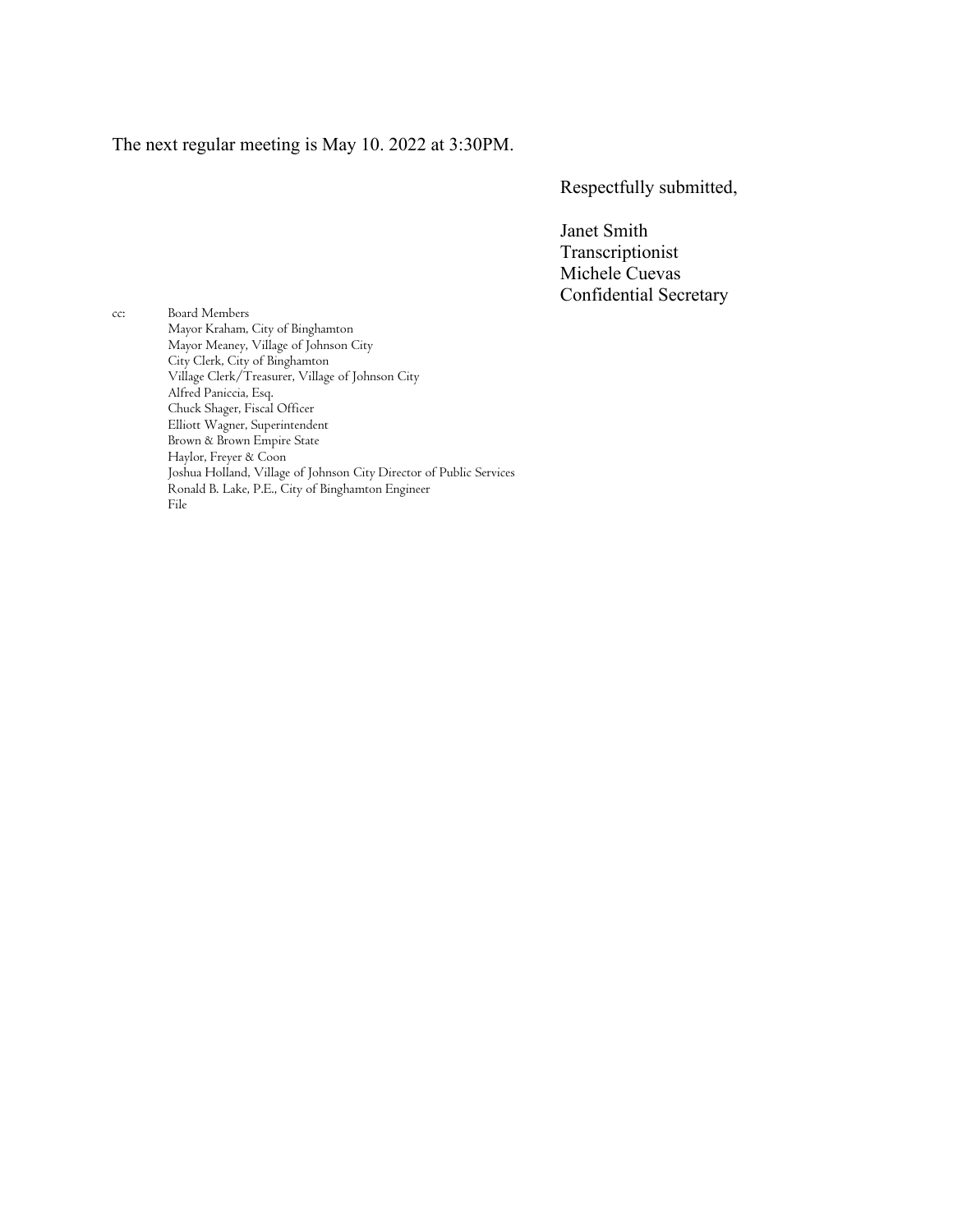The next regular meeting is May 10. 2022 at 3:30PM.

Respectfully submitted,

Janet Smith
Transcriptionist
Michele Cuevas
Confidential Secretary

cc: Board Members
Mayor Kraham, City of Binghamton
Mayor Meaney, Village of Johnson City
City Clerk, City of Binghamton
Village Clerk/Treasurer, Village of Johnson City
Alfred Paniccia, Esq.
Chuck Shager, Fiscal Officer
Elliott Wagner, Superintendent
Brown & Brown Empire State
Haylor, Freyer & Coon
Joshua Holland, Village of Johnson City Director of Public Services
Ronald B. Lake, P.E., City of Binghamton Engineer
File